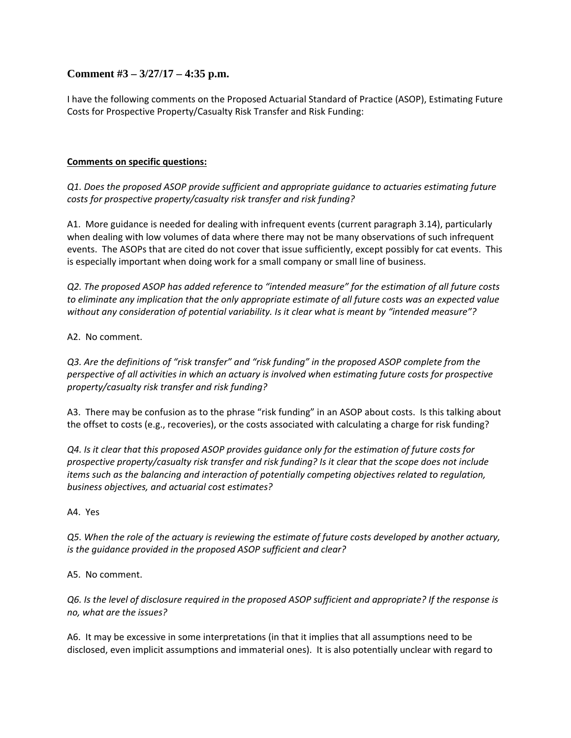## Comment #3 – 3/27/17 – 4:35 p.m.

I have the following comments on the Proposed Actuarial Standard of Practice (ASOP), Estimating Future Costs for Prospective Property/Casualty Risk Transfer and Risk Funding:

**Comments on specific questions:**

*Q1. Does the proposed ASOP provide sufficient and appropriate guidance to actuaries estimating future costs for prospective property/casualty risk transfer and risk funding?*

A1. More guidance is needed for dealing with infrequent events (current paragraph 3.14), particularly when dealing with low volumes of data where there may not be many observations of such infrequent events. The ASOPs that are cited do not cover that issue sufficiently, except possibly for cat events. This is especially important when doing work for a small company or small line of business.

*Q2. The proposed ASOP has added reference to "intended measure" for the estimation of all future costs to eliminate any implication that the only appropriate estimate of all future costs was an expected value without any consideration of potential variability. Is it clear what is meant by "intended measure"?*

A2. No comment.

*Q3. Are the definitions of "risk transfer" and "risk funding" in the proposed ASOP complete from the perspective of all activities in which an actuary is involved when estimating future costs for prospective property/casualty risk transfer and risk funding?*

A3. There may be confusion as to the phrase "risk funding" in an ASOP about costs. Is this talking about the offset to costs (e.g., recoveries), or the costs associated with calculating a charge for risk funding?

*Q4. Is it clear that this proposed ASOP provides guidance only for the estimation of future costs for prospective property/casualty risk transfer and risk funding? Is it clear that the scope does not include items such as the balancing and interaction of potentially competing objectives related to regulation, business objectives, and actuarial cost estimates?*

A4. Yes

*Q5. When the role of the actuary is reviewing the estimate of future costs developed by another actuary, is the guidance provided in the proposed ASOP sufficient and clear?*

A5. No comment.

*Q6. Is the level of disclosure required in the proposed ASOP sufficient and appropriate? If the response is no, what are the issues?*

A6. It may be excessive in some interpretations (in that it implies that all assumptions need to be disclosed, even implicit assumptions and immaterial ones). It is also potentially unclear with regard to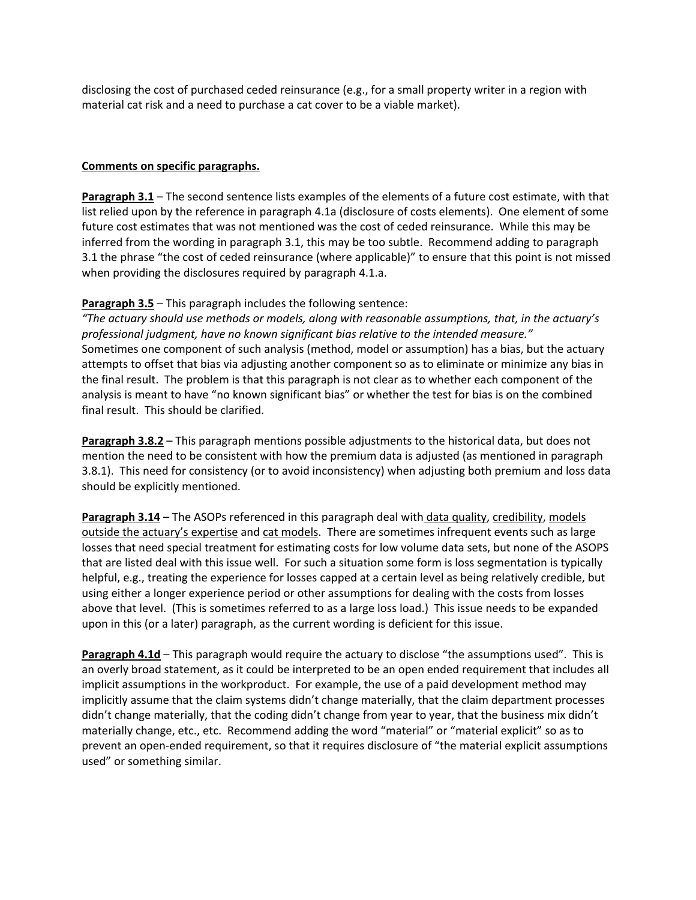disclosing the cost of purchased ceded reinsurance (e.g., for a small property writer in a region with material cat risk and a need to purchase a cat cover to be a viable market).

**Comments on specific paragraphs.**

**Paragraph 3.1** – The second sentence lists examples of the elements of a future cost estimate, with that list relied upon by the reference in paragraph 4.1a (disclosure of costs elements). One element of some future cost estimates that was not mentioned was the cost of ceded reinsurance. While this may be inferred from the wording in paragraph 3.1, this may be too subtle. Recommend adding to paragraph 3.1 the phrase "the cost of ceded reinsurance (where applicable)" to ensure that this point is not missed when providing the disclosures required by paragraph 4.1.a.

**Paragraph 3.5** – This paragraph includes the following sentence:
*"The actuary should use methods or models, along with reasonable assumptions, that, in the actuary's professional judgment, have no known significant bias relative to the intended measure."*
Sometimes one component of such analysis (method, model or assumption) has a bias, but the actuary attempts to offset that bias via adjusting another component so as to eliminate or minimize any bias in the final result. The problem is that this paragraph is not clear as to whether each component of the analysis is meant to have "no known significant bias" or whether the test for bias is on the combined final result. This should be clarified.

**Paragraph 3.8.2** – This paragraph mentions possible adjustments to the historical data, but does not mention the need to be consistent with how the premium data is adjusted (as mentioned in paragraph 3.8.1). This need for consistency (or to avoid inconsistency) when adjusting both premium and loss data should be explicitly mentioned.

**Paragraph 3.14** – The ASOPs referenced in this paragraph deal with data quality, credibility, models outside the actuary's expertise and cat models. There are sometimes infrequent events such as large losses that need special treatment for estimating costs for low volume data sets, but none of the ASOPS that are listed deal with this issue well. For such a situation some form is loss segmentation is typically helpful, e.g., treating the experience for losses capped at a certain level as being relatively credible, but using either a longer experience period or other assumptions for dealing with the costs from losses above that level. (This is sometimes referred to as a large loss load.) This issue needs to be expanded upon in this (or a later) paragraph, as the current wording is deficient for this issue.

**Paragraph 4.1d** – This paragraph would require the actuary to disclose "the assumptions used". This is an overly broad statement, as it could be interpreted to be an open ended requirement that includes all implicit assumptions in the workproduct. For example, the use of a paid development method may implicitly assume that the claim systems didn't change materially, that the claim department processes didn't change materially, that the coding didn't change from year to year, that the business mix didn't materially change, etc., etc. Recommend adding the word "material" or "material explicit" so as to prevent an open-ended requirement, so that it requires disclosure of "the material explicit assumptions used" or something similar.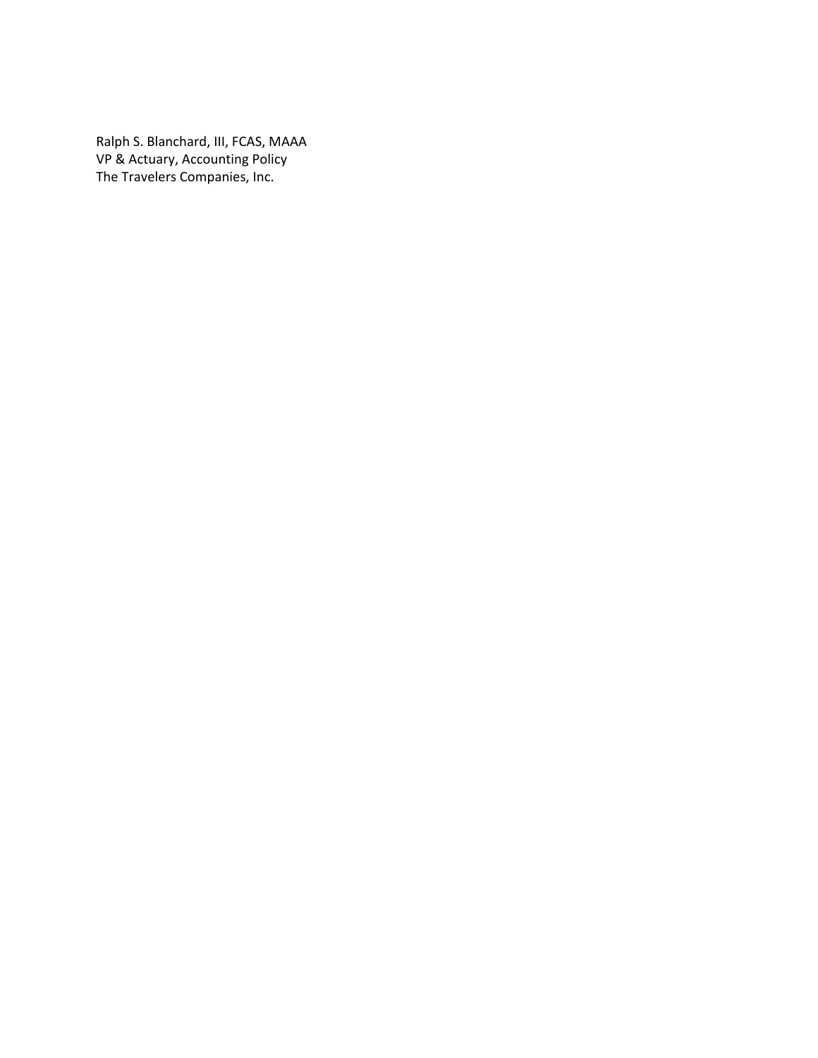Ralph S. Blanchard, III, FCAS, MAAA
VP & Actuary, Accounting Policy
The Travelers Companies, Inc.